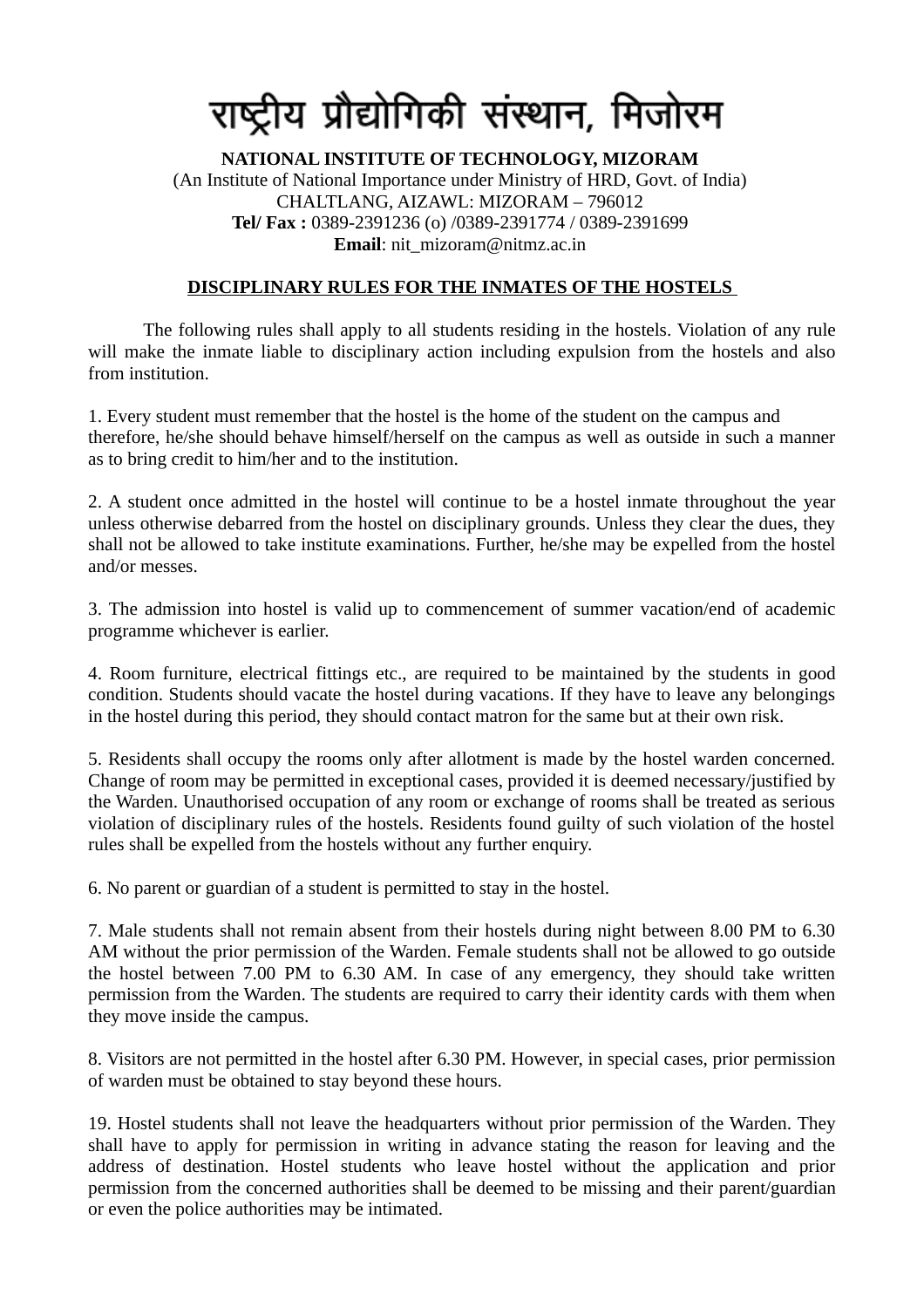# राष्ट्रीय प्रौद्योगिकी संस्थान, मिजोरम

**NATIONAL INSTITUTE OF TECHNOLOGY, MIZORAM**
(An Institute of National Importance under Ministry of HRD, Govt. of India)
CHALTLANG, AIZAWL: MIZORAM – 796012
**Tel/ Fax :** 0389-2391236 (o) /0389-2391774 / 0389-2391699
**Email**: nit_mizoram@nitmz.ac.in

## DISCIPLINARY RULES FOR THE INMATES OF THE HOSTELS

The following rules shall apply to all students residing in the hostels. Violation of any rule will make the inmate liable to disciplinary action including expulsion from the hostels and also from institution.

1. Every student must remember that the hostel is the home of the student on the campus and therefore, he/she should behave himself/herself on the campus as well as outside in such a manner as to bring credit to him/her and to the institution.

2. A student once admitted in the hostel will continue to be a hostel inmate throughout the year unless otherwise debarred from the hostel on disciplinary grounds. Unless they clear the dues, they shall not be allowed to take institute examinations. Further, he/she may be expelled from the hostel and/or messes.

3. The admission into hostel is valid up to commencement of summer vacation/end of academic programme whichever is earlier.

4. Room furniture, electrical fittings etc., are required to be maintained by the students in good condition. Students should vacate the hostel during vacations. If they have to leave any belongings in the hostel during this period, they should contact matron for the same but at their own risk.

5. Residents shall occupy the rooms only after allotment is made by the hostel warden concerned. Change of room may be permitted in exceptional cases, provided it is deemed necessary/justified by the Warden. Unauthorised occupation of any room or exchange of rooms shall be treated as serious violation of disciplinary rules of the hostels. Residents found guilty of such violation of the hostel rules shall be expelled from the hostels without any further enquiry.

6. No parent or guardian of a student is permitted to stay in the hostel.

7. Male students shall not remain absent from their hostels during night between 8.00 PM to 6.30 AM without the prior permission of the Warden. Female students shall not be allowed to go outside the hostel between 7.00 PM to 6.30 AM. In case of any emergency, they should take written permission from the Warden. The students are required to carry their identity cards with them when they move inside the campus.

8. Visitors are not permitted in the hostel after 6.30 PM. However, in special cases, prior permission of warden must be obtained to stay beyond these hours.

19. Hostel students shall not leave the headquarters without prior permission of the Warden. They shall have to apply for permission in writing in advance stating the reason for leaving and the address of destination. Hostel students who leave hostel without the application and prior permission from the concerned authorities shall be deemed to be missing and their parent/guardian or even the police authorities may be intimated.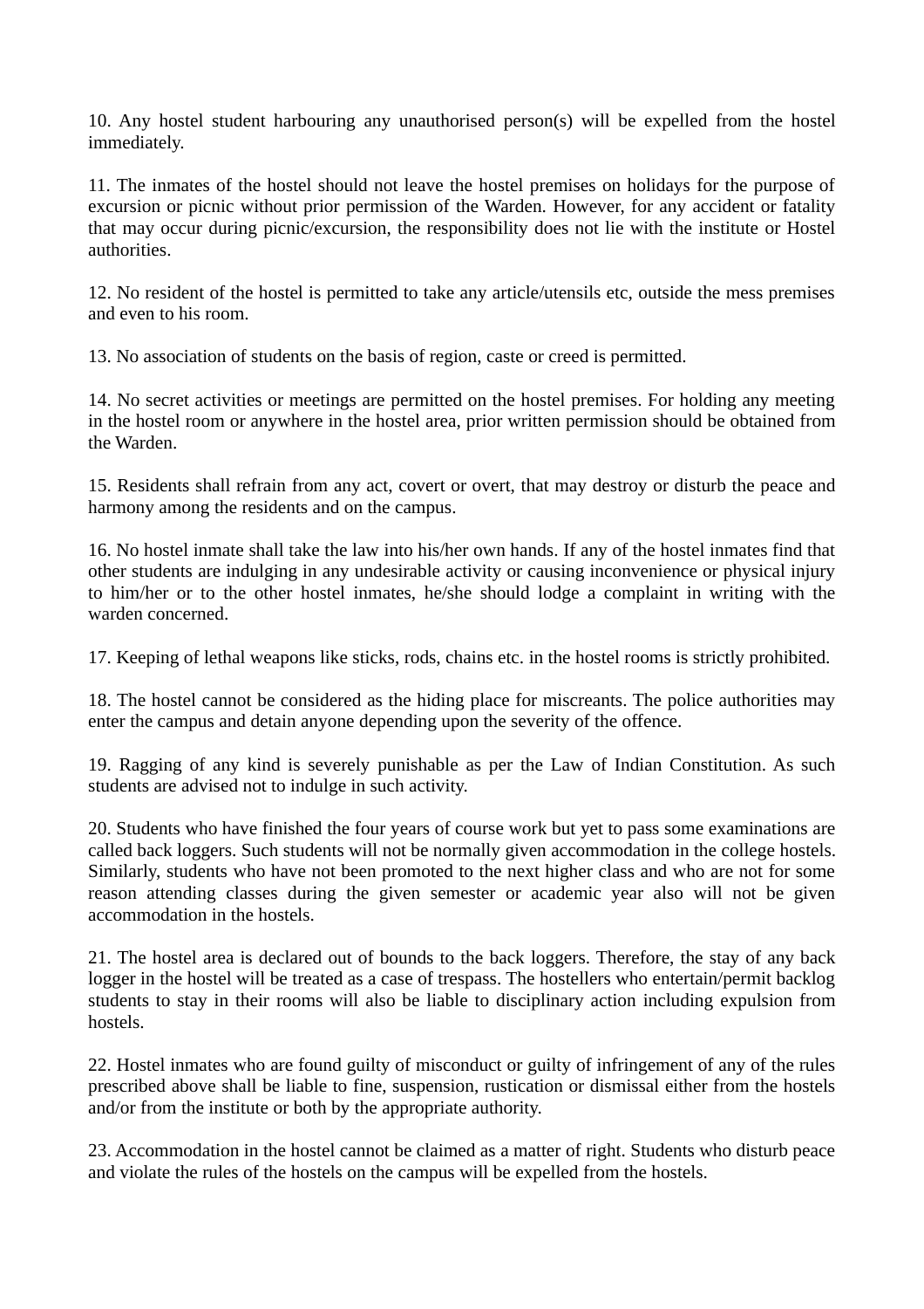10. Any hostel student harbouring any unauthorised person(s) will be expelled from the hostel immediately.

11. The inmates of the hostel should not leave the hostel premises on holidays for the purpose of excursion or picnic without prior permission of the Warden. However, for any accident or fatality that may occur during picnic/excursion, the responsibility does not lie with the institute or Hostel authorities.

12. No resident of the hostel is permitted to take any article/utensils etc, outside the mess premises and even to his room.

13. No association of students on the basis of region, caste or creed is permitted.

14. No secret activities or meetings are permitted on the hostel premises. For holding any meeting in the hostel room or anywhere in the hostel area, prior written permission should be obtained from the Warden.

15. Residents shall refrain from any act, covert or overt, that may destroy or disturb the peace and harmony among the residents and on the campus.

16. No hostel inmate shall take the law into his/her own hands. If any of the hostel inmates find that other students are indulging in any undesirable activity or causing inconvenience or physical injury to him/her or to the other hostel inmates, he/she should lodge a complaint in writing with the warden concerned.

17. Keeping of lethal weapons like sticks, rods, chains etc. in the hostel rooms is strictly prohibited.

18. The hostel cannot be considered as the hiding place for miscreants. The police authorities may enter the campus and detain anyone depending upon the severity of the offence.

19. Ragging of any kind is severely punishable as per the Law of Indian Constitution. As such students are advised not to indulge in such activity.

20. Students who have finished the four years of course work but yet to pass some examinations are called back loggers. Such students will not be normally given accommodation in the college hostels. Similarly, students who have not been promoted to the next higher class and who are not for some reason attending classes during the given semester or academic year also will not be given accommodation in the hostels.

21. The hostel area is declared out of bounds to the back loggers. Therefore, the stay of any back logger in the hostel will be treated as a case of trespass. The hostellers who entertain/permit backlog students to stay in their rooms will also be liable to disciplinary action including expulsion from hostels.

22. Hostel inmates who are found guilty of misconduct or guilty of infringement of any of the rules prescribed above shall be liable to fine, suspension, rustication or dismissal either from the hostels and/or from the institute or both by the appropriate authority.

23. Accommodation in the hostel cannot be claimed as a matter of right. Students who disturb peace and violate the rules of the hostels on the campus will be expelled from the hostels.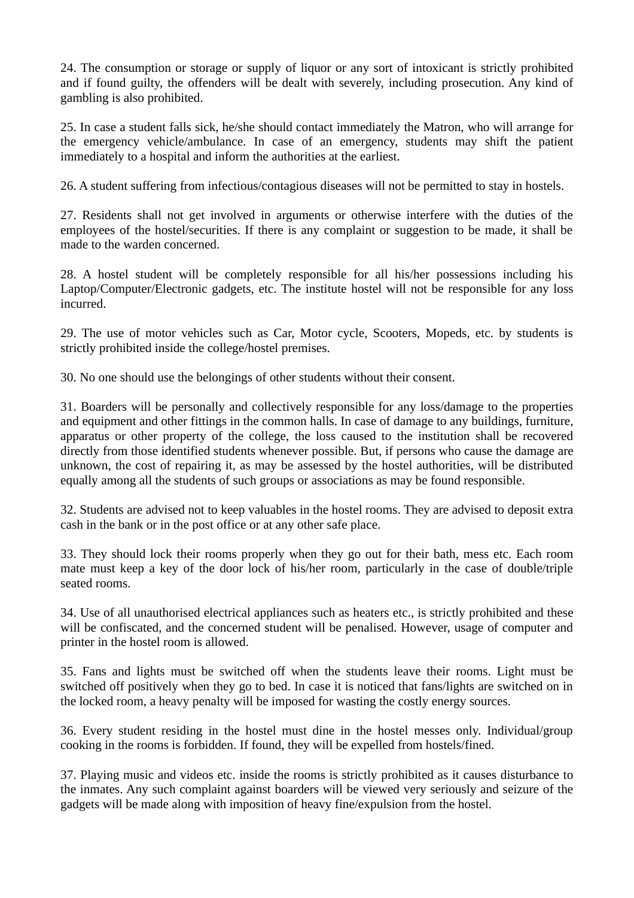24. The consumption or storage or supply of liquor or any sort of intoxicant is strictly prohibited and if found guilty, the offenders will be dealt with severely, including prosecution. Any kind of gambling is also prohibited.

25. In case a student falls sick, he/she should contact immediately the Matron, who will arrange for the emergency vehicle/ambulance. In case of an emergency, students may shift the patient immediately to a hospital and inform the authorities at the earliest.

26. A student suffering from infectious/contagious diseases will not be permitted to stay in hostels.

27. Residents shall not get involved in arguments or otherwise interfere with the duties of the employees of the hostel/securities. If there is any complaint or suggestion to be made, it shall be made to the warden concerned.

28. A hostel student will be completely responsible for all his/her possessions including his Laptop/Computer/Electronic gadgets, etc. The institute hostel will not be responsible for any loss incurred.

29. The use of motor vehicles such as Car, Motor cycle, Scooters, Mopeds, etc. by students is strictly prohibited inside the college/hostel premises.

30. No one should use the belongings of other students without their consent.

31. Boarders will be personally and collectively responsible for any loss/damage to the properties and equipment and other fittings in the common halls. In case of damage to any buildings, furniture, apparatus or other property of the college, the loss caused to the institution shall be recovered directly from those identified students whenever possible. But, if persons who cause the damage are unknown, the cost of repairing it, as may be assessed by the hostel authorities, will be distributed equally among all the students of such groups or associations as may be found responsible.

32. Students are advised not to keep valuables in the hostel rooms. They are advised to deposit extra cash in the bank or in the post office or at any other safe place.

33. They should lock their rooms properly when they go out for their bath, mess etc. Each room mate must keep a key of the door lock of his/her room, particularly in the case of double/triple seated rooms.

34. Use of all unauthorised electrical appliances such as heaters etc., is strictly prohibited and these will be confiscated, and the concerned student will be penalised. However, usage of computer and printer in the hostel room is allowed.

35. Fans and lights must be switched off when the students leave their rooms. Light must be switched off positively when they go to bed. In case it is noticed that fans/lights are switched on in the locked room, a heavy penalty will be imposed for wasting the costly energy sources.

36. Every student residing in the hostel must dine in the hostel messes only. Individual/group cooking in the rooms is forbidden. If found, they will be expelled from hostels/fined.

37. Playing music and videos etc. inside the rooms is strictly prohibited as it causes disturbance to the inmates. Any such complaint against boarders will be viewed very seriously and seizure of the gadgets will be made along with imposition of heavy fine/expulsion from the hostel.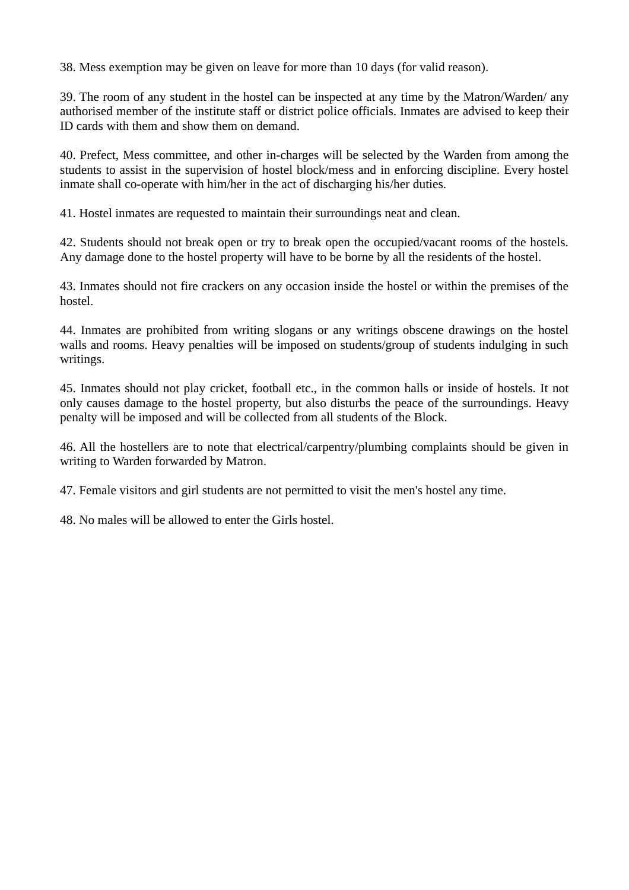38. Mess exemption may be given on leave for more than 10 days (for valid reason).

39. The room of any student in the hostel can be inspected at any time by the Matron/Warden/ any authorised member of the institute staff or district police officials. Inmates are advised to keep their ID cards with them and show them on demand.

40. Prefect, Mess committee, and other in-charges will be selected by the Warden from among the students to assist in the supervision of hostel block/mess and in enforcing discipline. Every hostel inmate shall co-operate with him/her in the act of discharging his/her duties.

41. Hostel inmates are requested to maintain their surroundings neat and clean.

42. Students should not break open or try to break open the occupied/vacant rooms of the hostels. Any damage done to the hostel property will have to be borne by all the residents of the hostel.

43. Inmates should not fire crackers on any occasion inside the hostel or within the premises of the hostel.

44. Inmates are prohibited from writing slogans or any writings obscene drawings on the hostel walls and rooms. Heavy penalties will be imposed on students/group of students indulging in such writings.

45. Inmates should not play cricket, football etc., in the common halls or inside of hostels. It not only causes damage to the hostel property, but also disturbs the peace of the surroundings. Heavy penalty will be imposed and will be collected from all students of the Block.

46. All the hostellers are to note that electrical/carpentry/plumbing complaints should be given in writing to Warden forwarded by Matron.

47. Female visitors and girl students are not permitted to visit the men's hostel any time.

48. No males will be allowed to enter the Girls hostel.